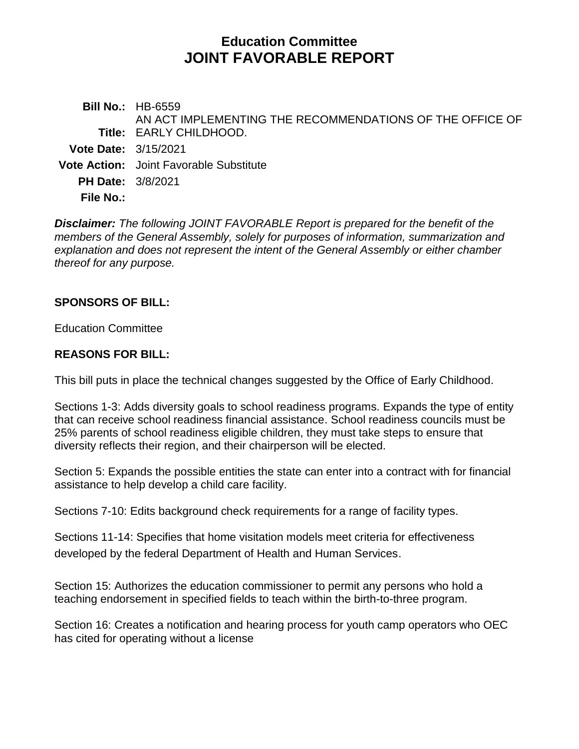# Education Committee
# JOINT FAVORABLE REPORT

**Bill No.:** HB-6559
**Title:** AN ACT IMPLEMENTING THE RECOMMENDATIONS OF THE OFFICE OF EARLY CHILDHOOD.
**Vote Date:** 3/15/2021
**Vote Action:** Joint Favorable Substitute
**PH Date:** 3/8/2021
**File No.:**

***Disclaimer:*** *The following JOINT FAVORABLE Report is prepared for the benefit of the members of the General Assembly, solely for purposes of information, summarization and explanation and does not represent the intent of the General Assembly or either chamber thereof for any purpose.*

## SPONSORS OF BILL:

Education Committee

## REASONS FOR BILL:

This bill puts in place the technical changes suggested by the Office of Early Childhood.

Sections 1-3: Adds diversity goals to school readiness programs. Expands the type of entity that can receive school readiness financial assistance. School readiness councils must be 25% parents of school readiness eligible children, they must take steps to ensure that diversity reflects their region, and their chairperson will be elected.

Section 5: Expands the possible entities the state can enter into a contract with for financial assistance to help develop a child care facility.

Sections 7-10: Edits background check requirements for a range of facility types.

Sections 11-14: Specifies that home visitation models meet criteria for effectiveness developed by the federal Department of Health and Human Services.

Section 15: Authorizes the education commissioner to permit any persons who hold a teaching endorsement in specified fields to teach within the birth-to-three program.

Section 16: Creates a notification and hearing process for youth camp operators who OEC has cited for operating without a license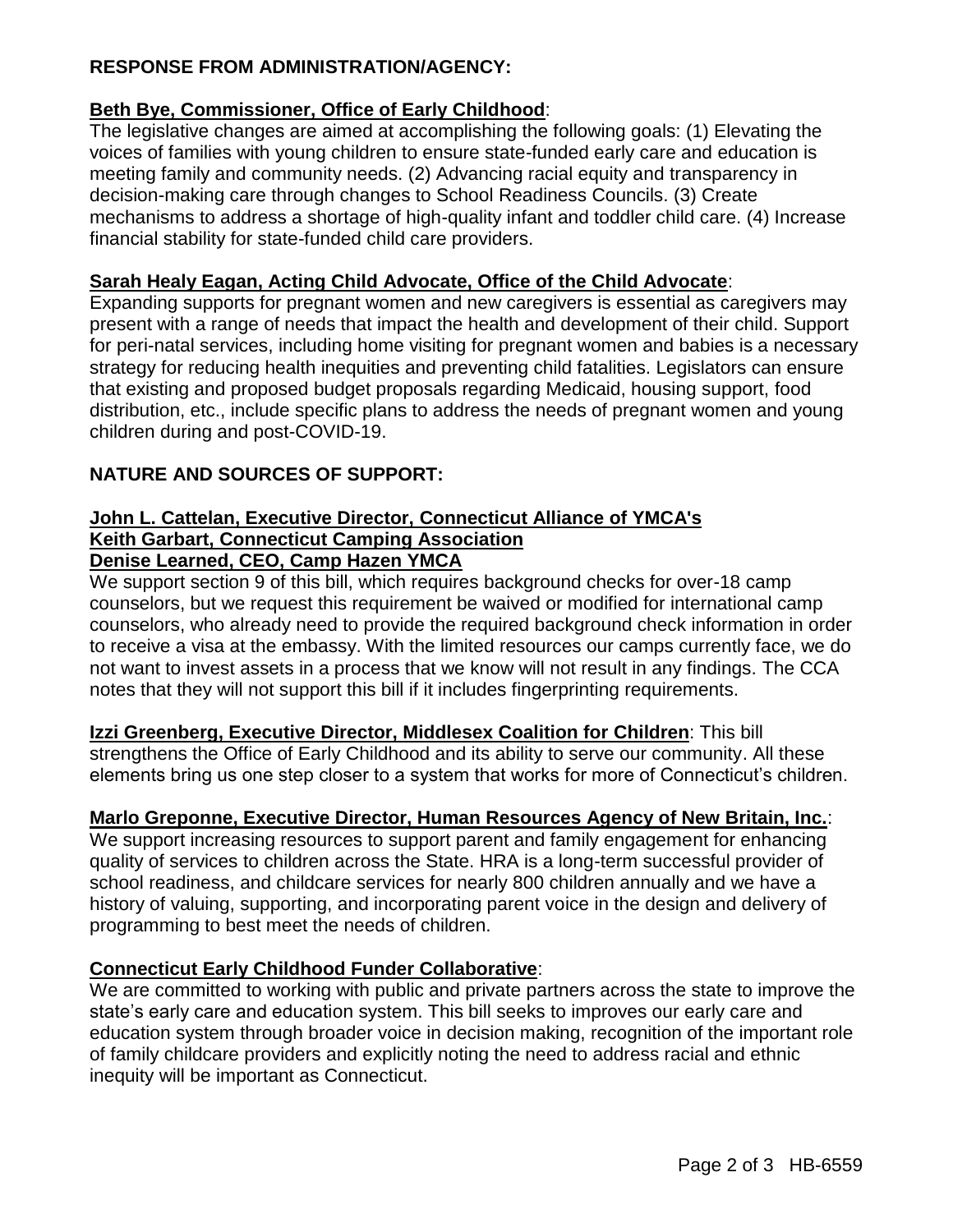## RESPONSE FROM ADMINISTRATION/AGENCY:

**Beth Bye, Commissioner, Office of Early Childhood**:
The legislative changes are aimed at accomplishing the following goals: (1) Elevating the voices of families with young children to ensure state-funded early care and education is meeting family and community needs. (2) Advancing racial equity and transparency in decision-making care through changes to School Readiness Councils. (3) Create mechanisms to address a shortage of high-quality infant and toddler child care. (4) Increase financial stability for state-funded child care providers.

**Sarah Healy Eagan, Acting Child Advocate, Office of the Child Advocate**:
Expanding supports for pregnant women and new caregivers is essential as caregivers may present with a range of needs that impact the health and development of their child. Support for peri-natal services, including home visiting for pregnant women and babies is a necessary strategy for reducing health inequities and preventing child fatalities. Legislators can ensure that existing and proposed budget proposals regarding Medicaid, housing support, food distribution, etc., include specific plans to address the needs of pregnant women and young children during and post-COVID-19.

## NATURE AND SOURCES OF SUPPORT:

**John L. Cattelan, Executive Director, Connecticut Alliance of YMCA's**
**Keith Garbart, Connecticut Camping Association**
**Denise Learned, CEO, Camp Hazen YMCA**
We support section 9 of this bill, which requires background checks for over-18 camp counselors, but we request this requirement be waived or modified for international camp counselors, who already need to provide the required background check information in order to receive a visa at the embassy. With the limited resources our camps currently face, we do not want to invest assets in a process that we know will not result in any findings. The CCA notes that they will not support this bill if it includes fingerprinting requirements.

**Izzi Greenberg, Executive Director, Middlesex Coalition for Children**: This bill strengthens the Office of Early Childhood and its ability to serve our community. All these elements bring us one step closer to a system that works for more of Connecticut's children.

**Marlo Greponne, Executive Director, Human Resources Agency of New Britain, Inc.**:
We support increasing resources to support parent and family engagement for enhancing quality of services to children across the State. HRA is a long-term successful provider of school readiness, and childcare services for nearly 800 children annually and we have a history of valuing, supporting, and incorporating parent voice in the design and delivery of programming to best meet the needs of children.

**Connecticut Early Childhood Funder Collaborative**:
We are committed to working with public and private partners across the state to improve the state's early care and education system. This bill seeks to improves our early care and education system through broader voice in decision making, recognition of the important role of family childcare providers and explicitly noting the need to address racial and ethnic inequity will be important as Connecticut.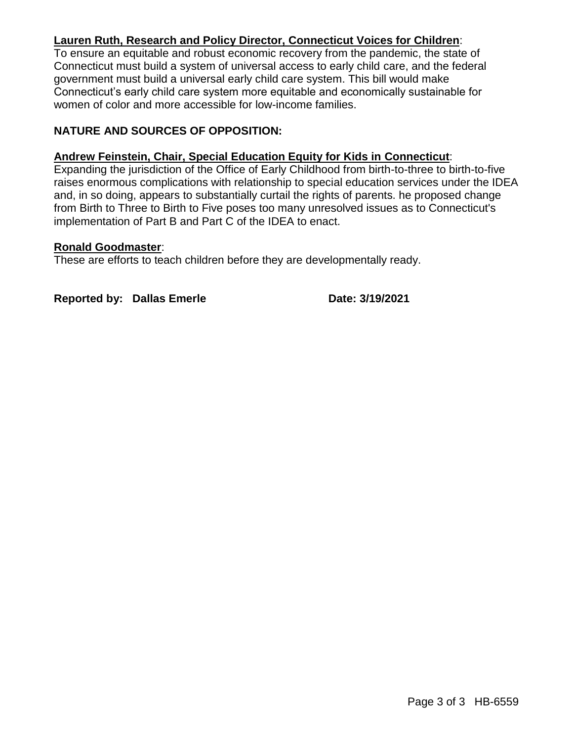**Lauren Ruth, Research and Policy Director, Connecticut Voices for Children**:
To ensure an equitable and robust economic recovery from the pandemic, the state of Connecticut must build a system of universal access to early child care, and the federal government must build a universal early child care system. This bill would make Connecticut's early child care system more equitable and economically sustainable for women of color and more accessible for low-income families.

**NATURE AND SOURCES OF OPPOSITION:**

**Andrew Feinstein, Chair, Special Education Equity for Kids in Connecticut**:
Expanding the jurisdiction of the Office of Early Childhood from birth-to-three to birth-to-five raises enormous complications with relationship to special education services under the IDEA and, in so doing, appears to substantially curtail the rights of parents. he proposed change from Birth to Three to Birth to Five poses too many unresolved issues as to Connecticut's implementation of Part B and Part C of the IDEA to enact.

**Ronald Goodmaster**:
These are efforts to teach children before they are developmentally ready.

**Reported by: Dallas Emerle** **Date: 3/19/2021**